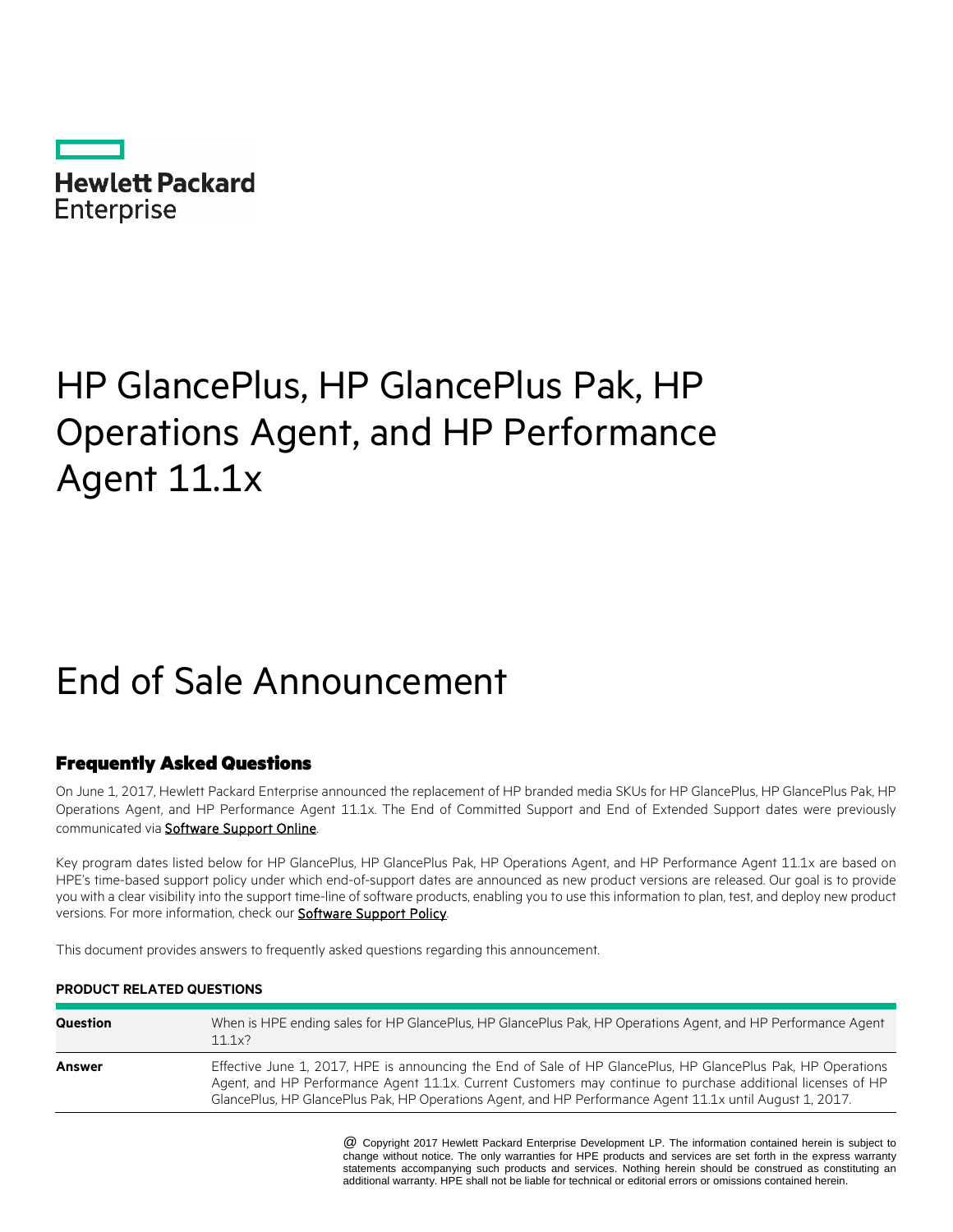Hewlett Packard Enterprise

# HP GlancePlus, HP GlancePlus Pak, HP Operations Agent, and HP Performance Agent 11.1x

# End of Sale Announcement

## Frequently Asked Questions

On June 1, 2017, Hewlett Packard Enterprise announced the replacement of HP branded media SKUs for HP GlancePlus, HP GlancePlus Pak, HP Operations Agent, and HP Performance Agent 11.1x. The End of Committed Support and End of Extended Support dates were previously communicated via Software Support Online.

Key program dates listed below for HP GlancePlus, HP GlancePlus Pak, HP Operations Agent, and HP Performance Agent 11.1x are based on HPE's time-based support policy under which end-of-support dates are announced as new product versions are released. Our goal is to provide you with a clear visibility into the support time-line of software products, enabling you to use this information to plan, test, and deploy new product versions. For more information, check our Software Support Policy.

This document provides answers to frequently asked questions regarding this announcement.

**PRODUCT RELATED QUESTIONS**

| | |
|---|---|
| **Question** | When is HPE ending sales for HP GlancePlus, HP GlancePlus Pak, HP Operations Agent, and HP Performance Agent 11.1x? |
| **Answer** | Effective June 1, 2017, HPE is announcing the End of Sale of HP GlancePlus, HP GlancePlus Pak, HP Operations Agent, and HP Performance Agent 11.1x. Current Customers may continue to purchase additional licenses of HP GlancePlus, HP GlancePlus Pak, HP Operations Agent, and HP Performance Agent 11.1x until August 1, 2017. |

@ Copyright 2017 Hewlett Packard Enterprise Development LP. The information contained herein is subject to change without notice. The only warranties for HPE products and services are set forth in the express warranty statements accompanying such products and services. Nothing herein should be construed as constituting an additional warranty. HPE shall not be liable for technical or editorial errors or omissions contained herein.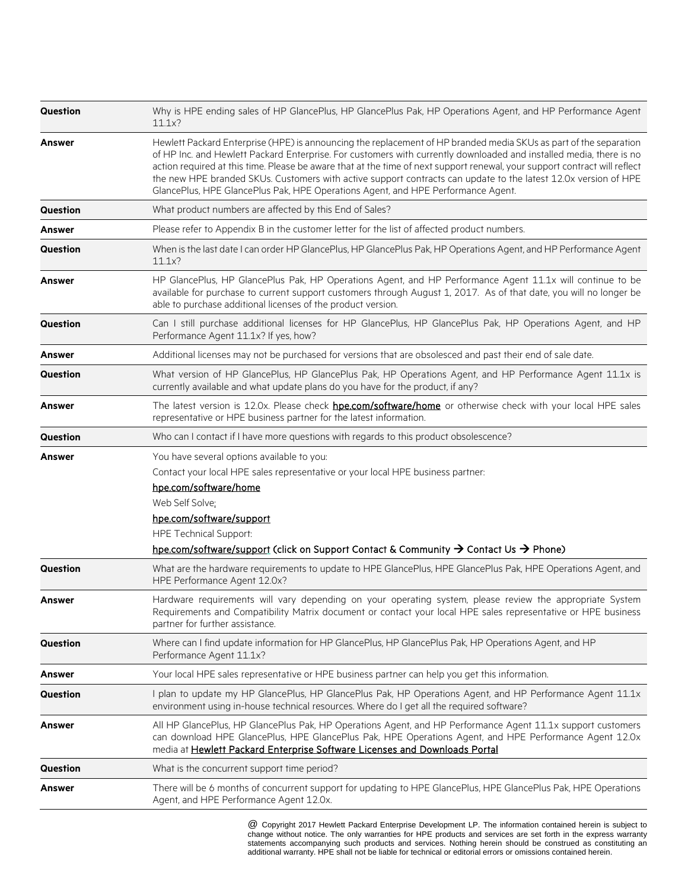| | |
|---|---|
| **Question** | Why is HPE ending sales of HP GlancePlus, HP GlancePlus Pak, HP Operations Agent, and HP Performance Agent 11.1x? |
| **Answer** | Hewlett Packard Enterprise (HPE) is announcing the replacement of HP branded media SKUs as part of the separation of HP Inc. and Hewlett Packard Enterprise. For customers with currently downloaded and installed media, there is no action required at this time. Please be aware that at the time of next support renewal, your support contract will reflect the new HPE branded SKUs. Customers with active support contracts can update to the latest 12.0x version of HPE GlancePlus, HPE GlancePlus Pak, HPE Operations Agent, and HPE Performance Agent. |
| **Question** | What product numbers are affected by this End of Sales? |
| **Answer** | Please refer to Appendix B in the customer letter for the list of affected product numbers. |
| **Question** | When is the last date I can order HP GlancePlus, HP GlancePlus Pak, HP Operations Agent, and HP Performance Agent 11.1x? |
| **Answer** | HP GlancePlus, HP GlancePlus Pak, HP Operations Agent, and HP Performance Agent 11.1x will continue to be available for purchase to current support customers through August 1, 2017. As of that date, you will no longer be able to purchase additional licenses of the product version. |
| **Question** | Can I still purchase additional licenses for HP GlancePlus, HP GlancePlus Pak, HP Operations Agent, and HP Performance Agent 11.1x? If yes, how? |
| **Answer** | Additional licenses may not be purchased for versions that are obsolesced and past their end of sale date. |
| **Question** | What version of HP GlancePlus, HP GlancePlus Pak, HP Operations Agent, and HP Performance Agent 11.1x is currently available and what update plans do you have for the product, if any? |
| **Answer** | The latest version is 12.0x. Please check **hpe.com/software/home** or otherwise check with your local HPE sales representative or HPE business partner for the latest information. |
| **Question** | Who can I contact if I have more questions with regards to this product obsolescence? |
| **Answer** | You have several options available to you:<br>Contact your local HPE sales representative or your local HPE business partner:<br>hpe.com/software/home<br>Web Self Solve:<br>hpe.com/software/support<br>HPE Technical Support:<br>hpe.com/software/support (click on Support Contact & Community → Contact Us → Phone) |
| **Question** | What are the hardware requirements to update to HPE GlancePlus, HPE GlancePlus Pak, HPE Operations Agent, and HPE Performance Agent 12.0x? |
| **Answer** | Hardware requirements will vary depending on your operating system, please review the appropriate System Requirements and Compatibility Matrix document or contact your local HPE sales representative or HPE business partner for further assistance. |
| **Question** | Where can I find update information for HP GlancePlus, HP GlancePlus Pak, HP Operations Agent, and HP Performance Agent 11.1x? |
| **Answer** | Your local HPE sales representative or HPE business partner can help you get this information. |
| **Question** | I plan to update my HP GlancePlus, HP GlancePlus Pak, HP Operations Agent, and HP Performance Agent 11.1x environment using in-house technical resources. Where do I get all the required software? |
| **Answer** | All HP GlancePlus, HP GlancePlus Pak, HP Operations Agent, and HP Performance Agent 11.1x support customers can download HPE GlancePlus, HPE GlancePlus Pak, HPE Operations Agent, and HPE Performance Agent 12.0x media at Hewlett Packard Enterprise Software Licenses and Downloads Portal |
| **Question** | What is the concurrent support time period? |
| **Answer** | There will be 6 months of concurrent support for updating to HPE GlancePlus, HPE GlancePlus Pak, HPE Operations Agent, and HPE Performance Agent 12.0x. |

@ Copyright 2017 Hewlett Packard Enterprise Development LP. The information contained herein is subject to change without notice. The only warranties for HPE products and services are set forth in the express warranty statements accompanying such products and services. Nothing herein should be construed as constituting an additional warranty. HPE shall not be liable for technical or editorial errors or omissions contained herein.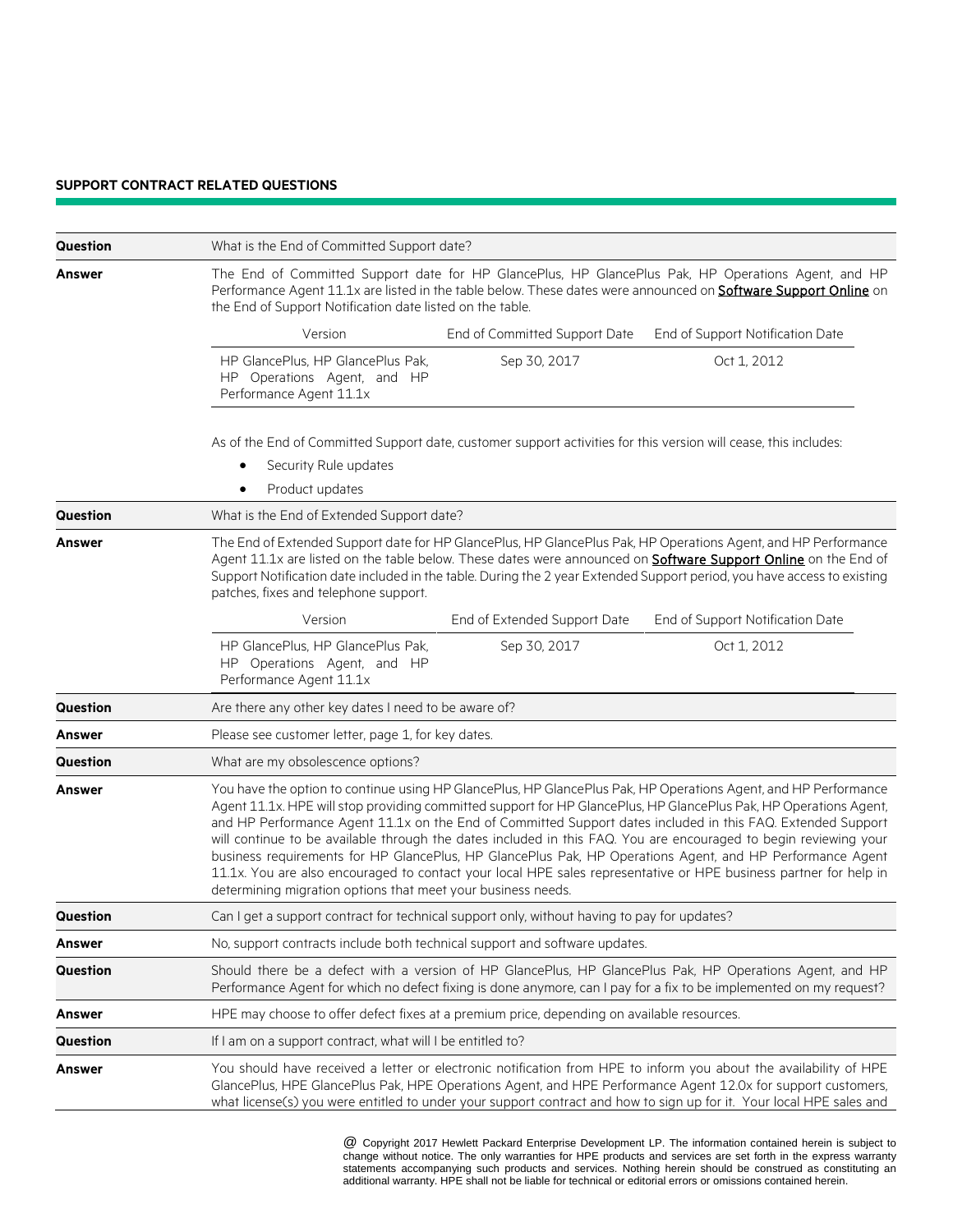**SUPPORT CONTRACT RELATED QUESTIONS**

**Question**: What is the End of Committed Support date?

**Answer**: The End of Committed Support date for HP GlancePlus, HP GlancePlus Pak, HP Operations Agent, and HP Performance Agent 11.1x are listed in the table below. These dates were announced on **Software Support Online** on the End of Support Notification date listed on the table.

| Version | End of Committed Support Date | End of Support Notification Date |
|---|---|---|
| HP GlancePlus, HP GlancePlus Pak, HP Operations Agent, and HP Performance Agent 11.1x | Sep 30, 2017 | Oct 1, 2012 |

As of the End of Committed Support date, customer support activities for this version will cease, this includes:

- Security Rule updates
- Product updates

**Question**: What is the End of Extended Support date?

**Answer**: The End of Extended Support date for HP GlancePlus, HP GlancePlus Pak, HP Operations Agent, and HP Performance Agent 11.1x are listed on the table below. These dates were announced on **Software Support Online** on the End of Support Notification date included in the table. During the 2 year Extended Support period, you have access to existing patches, fixes and telephone support.

| Version | End of Extended Support Date | End of Support Notification Date |
|---|---|---|
| HP GlancePlus, HP GlancePlus Pak, HP Operations Agent, and HP Performance Agent 11.1x | Sep 30, 2017 | Oct 1, 2012 |

**Question**: Are there any other key dates I need to be aware of?

**Answer**: Please see customer letter, page 1, for key dates.

**Question**: What are my obsolescence options?

**Answer**: You have the option to continue using HP GlancePlus, HP GlancePlus Pak, HP Operations Agent, and HP Performance Agent 11.1x. HPE will stop providing committed support for HP GlancePlus, HP GlancePlus Pak, HP Operations Agent, and HP Performance Agent 11.1x on the End of Committed Support dates included in this FAQ. Extended Support will continue to be available through the dates included in this FAQ. You are encouraged to begin reviewing your business requirements for HP GlancePlus, HP GlancePlus Pak, HP Operations Agent, and HP Performance Agent 11.1x. You are also encouraged to contact your local HPE sales representative or HPE business partner for help in determining migration options that meet your business needs.

**Question**: Can I get a support contract for technical support only, without having to pay for updates?

**Answer**: No, support contracts include both technical support and software updates.

**Question**: Should there be a defect with a version of HP GlancePlus, HP GlancePlus Pak, HP Operations Agent, and HP Performance Agent for which no defect fixing is done anymore, can I pay for a fix to be implemented on my request?

**Answer**: HPE may choose to offer defect fixes at a premium price, depending on available resources.

**Question**: If I am on a support contract, what will I be entitled to?

**Answer**: You should have received a letter or electronic notification from HPE to inform you about the availability of HPE GlancePlus, HPE GlancePlus Pak, HPE Operations Agent, and HPE Performance Agent 12.0x for support customers, what license(s) you were entitled to under your support contract and how to sign up for it. Your local HPE sales and

@ Copyright 2017 Hewlett Packard Enterprise Development LP. The information contained herein is subject to change without notice. The only warranties for HPE products and services are set forth in the express warranty statements accompanying such products and services. Nothing herein should be construed as constituting an additional warranty. HPE shall not be liable for technical or editorial errors or omissions contained herein.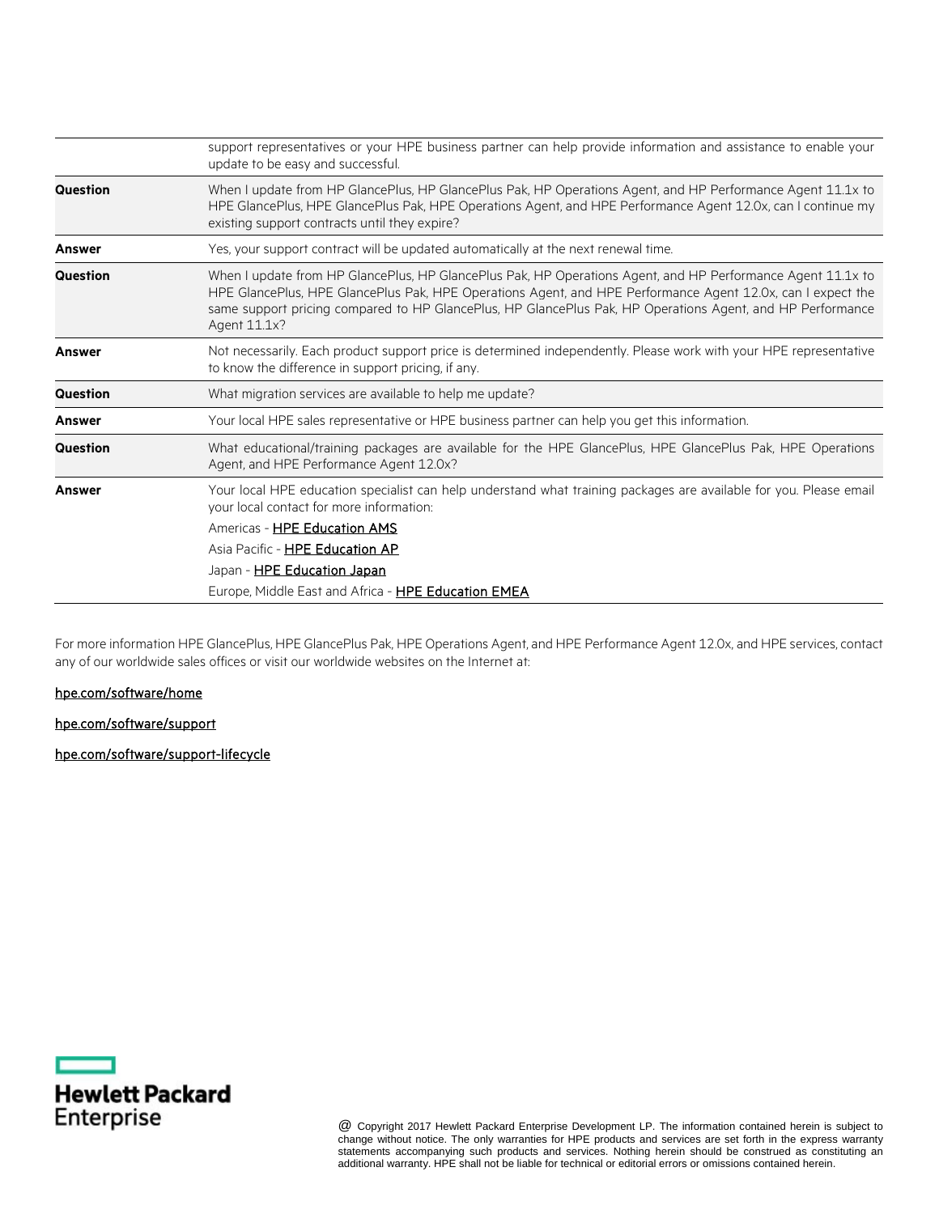| | |
|---|---|
| | support representatives or your HPE business partner can help provide information and assistance to enable your update to be easy and successful. |
| **Question** | When I update from HP GlancePlus, HP GlancePlus Pak, HP Operations Agent, and HP Performance Agent 11.1x to HPE GlancePlus, HPE GlancePlus Pak, HPE Operations Agent, and HPE Performance Agent 12.0x, can I continue my existing support contracts until they expire? |
| **Answer** | Yes, your support contract will be updated automatically at the next renewal time. |
| **Question** | When I update from HP GlancePlus, HP GlancePlus Pak, HP Operations Agent, and HP Performance Agent 11.1x to HPE GlancePlus, HPE GlancePlus Pak, HPE Operations Agent, and HPE Performance Agent 12.0x, can I expect the same support pricing compared to HP GlancePlus, HP GlancePlus Pak, HP Operations Agent, and HP Performance Agent 11.1x? |
| **Answer** | Not necessarily. Each product support price is determined independently. Please work with your HPE representative to know the difference in support pricing, if any. |
| **Question** | What migration services are available to help me update? |
| **Answer** | Your local HPE sales representative or HPE business partner can help you get this information. |
| **Question** | What educational/training packages are available for the HPE GlancePlus, HPE GlancePlus Pak, HPE Operations Agent, and HPE Performance Agent 12.0x? |
| **Answer** | Your local HPE education specialist can help understand what training packages are available for you. Please email your local contact for more information:<br>Americas - **HPE Education AMS**<br>Asia Pacific - **HPE Education AP**<br>Japan - **HPE Education Japan**<br>Europe, Middle East and Africa - **HPE Education EMEA** |

For more information HPE GlancePlus, HPE GlancePlus Pak, HPE Operations Agent, and HPE Performance Agent 12.0x, and HPE services, contact any of our worldwide sales offices or visit our worldwide websites on the Internet at:

hpe.com/software/home

hpe.com/software/support

hpe.com/software/support-lifecycle

Hewlett Packard Enterprise

@ Copyright 2017 Hewlett Packard Enterprise Development LP. The information contained herein is subject to change without notice. The only warranties for HPE products and services are set forth in the express warranty statements accompanying such products and services. Nothing herein should be construed as constituting an additional warranty. HPE shall not be liable for technical or editorial errors or omissions contained herein.